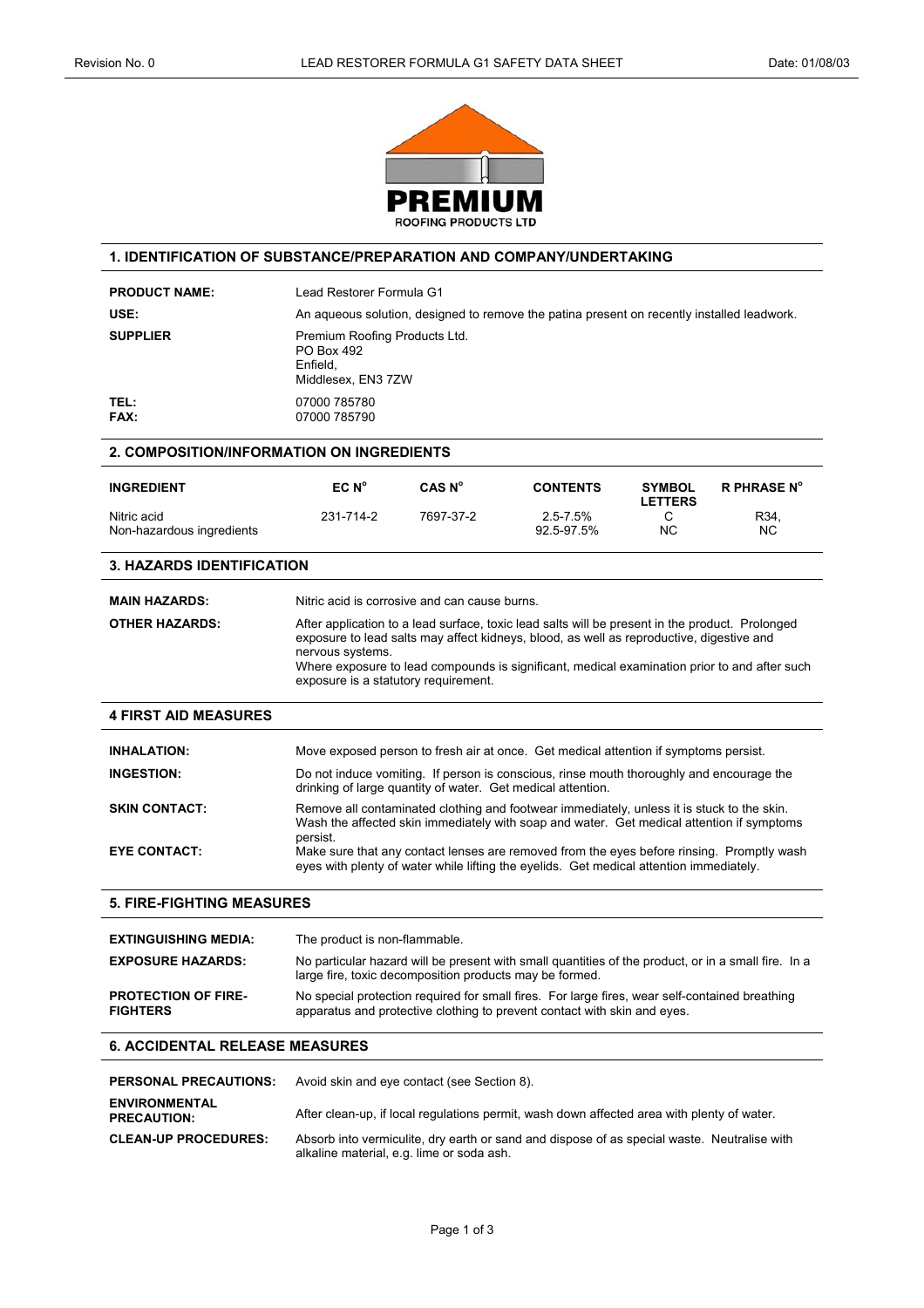PREMIUM
ROOFING PRODUCTS LTD

## 1. IDENTIFICATION OF SUBSTANCE/PREPARATION AND COMPANY/UNDERTAKING

**PRODUCT NAME:** Lead Restorer Formula G1

**USE:** An aqueous solution, designed to remove the patina present on recently installed leadwork.

**SUPPLIER** Premium Roofing Products Ltd.
PO Box 492
Enfield,
Middlesex, EN3 7ZW

**TEL:** 07000 785780
**FAX:** 07000 785790

## 2. COMPOSITION/INFORMATION ON INGREDIENTS

| INGREDIENT | EC N° | CAS N° | CONTENTS | SYMBOL LETTERS | R PHRASE N° |
|---|---|---|---|---|---|
| Nitric acid | 231-714-2 | 7697-37-2 | 2.5-7.5% | C | R34, |
| Non-hazardous ingredients | | | 92.5-97.5% | NC | NC |

## 3. HAZARDS IDENTIFICATION

**MAIN HAZARDS:** Nitric acid is corrosive and can cause burns.

**OTHER HAZARDS:** After application to a lead surface, toxic lead salts will be present in the product. Prolonged exposure to lead salts may affect kidneys, blood, as well as reproductive, digestive and nervous systems.
Where exposure to lead compounds is significant, medical examination prior to and after such exposure is a statutory requirement.

## 4 FIRST AID MEASURES

**INHALATION:** Move exposed person to fresh air at once. Get medical attention if symptoms persist.

**INGESTION:** Do not induce vomiting. If person is conscious, rinse mouth thoroughly and encourage the drinking of large quantity of water. Get medical attention.

**SKIN CONTACT:** Remove all contaminated clothing and footwear immediately, unless it is stuck to the skin. Wash the affected skin immediately with soap and water. Get medical attention if symptoms persist.

**EYE CONTACT:** Make sure that any contact lenses are removed from the eyes before rinsing. Promptly wash eyes with plenty of water while lifting the eyelids. Get medical attention immediately.

## 5. FIRE-FIGHTING MEASURES

**EXTINGUISHING MEDIA:** The product is non-flammable.

**EXPOSURE HAZARDS:** No particular hazard will be present with small quantities of the product, or in a small fire. In a large fire, toxic decomposition products may be formed.

**PROTECTION OF FIRE-FIGHTERS** No special protection required for small fires. For large fires, wear self-contained breathing apparatus and protective clothing to prevent contact with skin and eyes.

## 6. ACCIDENTAL RELEASE MEASURES

**PERSONAL PRECAUTIONS:** Avoid skin and eye contact (see Section 8).

**ENVIRONMENTAL PRECAUTION:** After clean-up, if local regulations permit, wash down affected area with plenty of water.

**CLEAN-UP PROCEDURES:** Absorb into vermiculite, dry earth or sand and dispose of as special waste. Neutralise with alkaline material, e.g. lime or soda ash.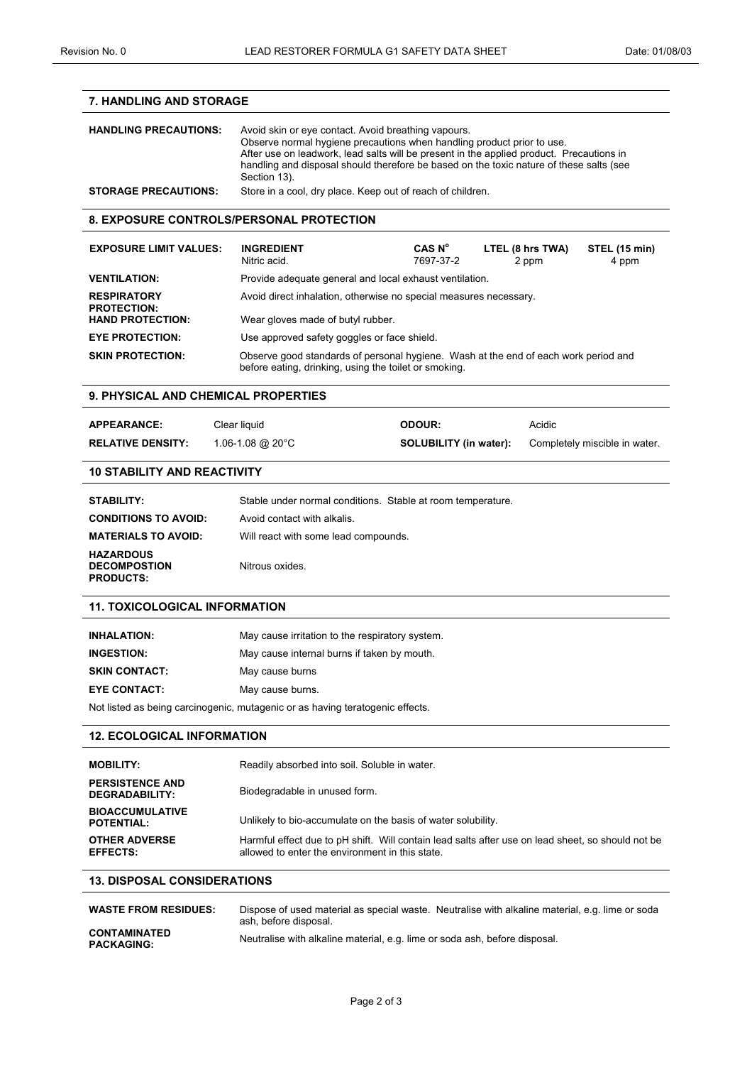## 7. HANDLING AND STORAGE

**HANDLING PRECAUTIONS:** Avoid skin or eye contact. Avoid breathing vapours. Observe normal hygiene precautions when handling product prior to use. After use on leadwork, lead salts will be present in the applied product. Precautions in handling and disposal should therefore be based on the toxic nature of these salts (see Section 13).

**STORAGE PRECAUTIONS:** Store in a cool, dry place. Keep out of reach of children.

## 8. EXPOSURE CONTROLS/PERSONAL PROTECTION

**EXPOSURE LIMIT VALUES:**

| INGREDIENT | CAS N° | LTEL (8 hrs TWA) | STEL (15 min) |
|---|---|---|---|
| Nitric acid. | 7697-37-2 | 2 ppm | 4 ppm |

**VENTILATION:** Provide adequate general and local exhaust ventilation.

**RESPIRATORY PROTECTION:** Avoid direct inhalation, otherwise no special measures necessary.

**HAND PROTECTION:** Wear gloves made of butyl rubber.

**EYE PROTECTION:** Use approved safety goggles or face shield.

**SKIN PROTECTION:** Observe good standards of personal hygiene. Wash at the end of each work period and before eating, drinking, using the toilet or smoking.

## 9. PHYSICAL AND CHEMICAL PROPERTIES

**APPEARANCE:** Clear liquid

**ODOUR:** Acidic

**RELATIVE DENSITY:** 1.06-1.08 @ 20°C

**SOLUBILITY (in water):** Completely miscible in water.

## 10 STABILITY AND REACTIVITY

**STABILITY:** Stable under normal conditions. Stable at room temperature.

**CONDITIONS TO AVOID:** Avoid contact with alkalis.

**MATERIALS TO AVOID:** Will react with some lead compounds.

**HAZARDOUS DECOMPOSTION PRODUCTS:** Nitrous oxides.

## 11. TOXICOLOGICAL INFORMATION

**INHALATION:** May cause irritation to the respiratory system.

**INGESTION:** May cause internal burns if taken by mouth.

**SKIN CONTACT:** May cause burns

**EYE CONTACT:** May cause burns.

Not listed as being carcinogenic, mutagenic or as having teratogenic effects.

## 12. ECOLOGICAL INFORMATION

**MOBILITY:** Readily absorbed into soil. Soluble in water.

**PERSISTENCE AND DEGRADABILITY:** Biodegradable in unused form.

**BIOACCUMULATIVE POTENTIAL:** Unlikely to bio-accumulate on the basis of water solubility.

**OTHER ADVERSE EFFECTS:** Harmful effect due to pH shift. Will contain lead salts after use on lead sheet, so should not be allowed to enter the environment in this state.

## 13. DISPOSAL CONSIDERATIONS

**WASTE FROM RESIDUES:** Dispose of used material as special waste. Neutralise with alkaline material, e.g. lime or soda ash, before disposal.

**CONTAMINATED PACKAGING:** Neutralise with alkaline material, e.g. lime or soda ash, before disposal.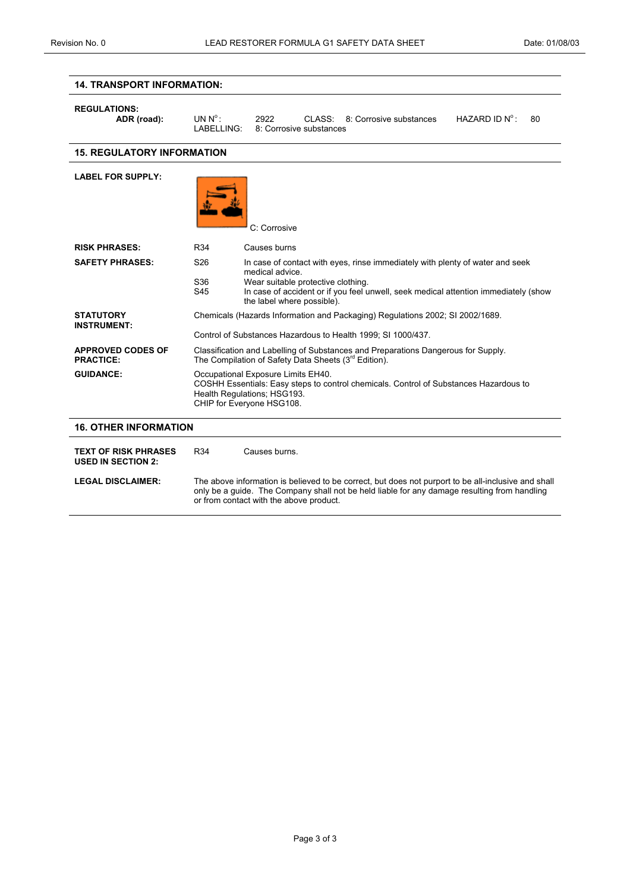## 14. TRANSPORT INFORMATION:

**REGULATIONS:**

| | | | | | | | |
|---|---|---|---|---|---|---|---|
| **ADR (road):** | UN N°: | 2922 | CLASS: | 8: Corrosive substances | HAZARD ID N°: | 80 |
| | LABELLING: | 8: Corrosive substances | | | | |

## 15. REGULATORY INFORMATION

**LABEL FOR SUPPLY:**

C: Corrosive

| | | |
|---|---|---|
| **RISK PHRASES:** | R34 | Causes burns |
| **SAFETY PHRASES:** | S26 | In case of contact with eyes, rinse immediately with plenty of water and seek medical advice. |
| | S36 | Wear suitable protective clothing. |
| | S45 | In case of accident or if you feel unwell, seek medical attention immediately (show the label where possible). |

**STATUTORY INSTRUMENT:**

Chemicals (Hazards Information and Packaging) Regulations 2002; SI 2002/1689.

Control of Substances Hazardous to Health 1999; SI 1000/437.

**APPROVED CODES OF PRACTICE:**

Classification and Labelling of Substances and Preparations Dangerous for Supply.
The Compilation of Safety Data Sheets (3rd Edition).

**GUIDANCE:**

Occupational Exposure Limits EH40.
COSHH Essentials: Easy steps to control chemicals. Control of Substances Hazardous to Health Regulations; HSG193.
CHIP for Everyone HSG108.

## 16. OTHER INFORMATION

**TEXT OF RISK PHRASES USED IN SECTION 2:** R34 Causes burns.

**LEGAL DISCLAIMER:** The above information is believed to be correct, but does not purport to be all-inclusive and shall only be a guide. The Company shall not be held liable for any damage resulting from handling or from contact with the above product.